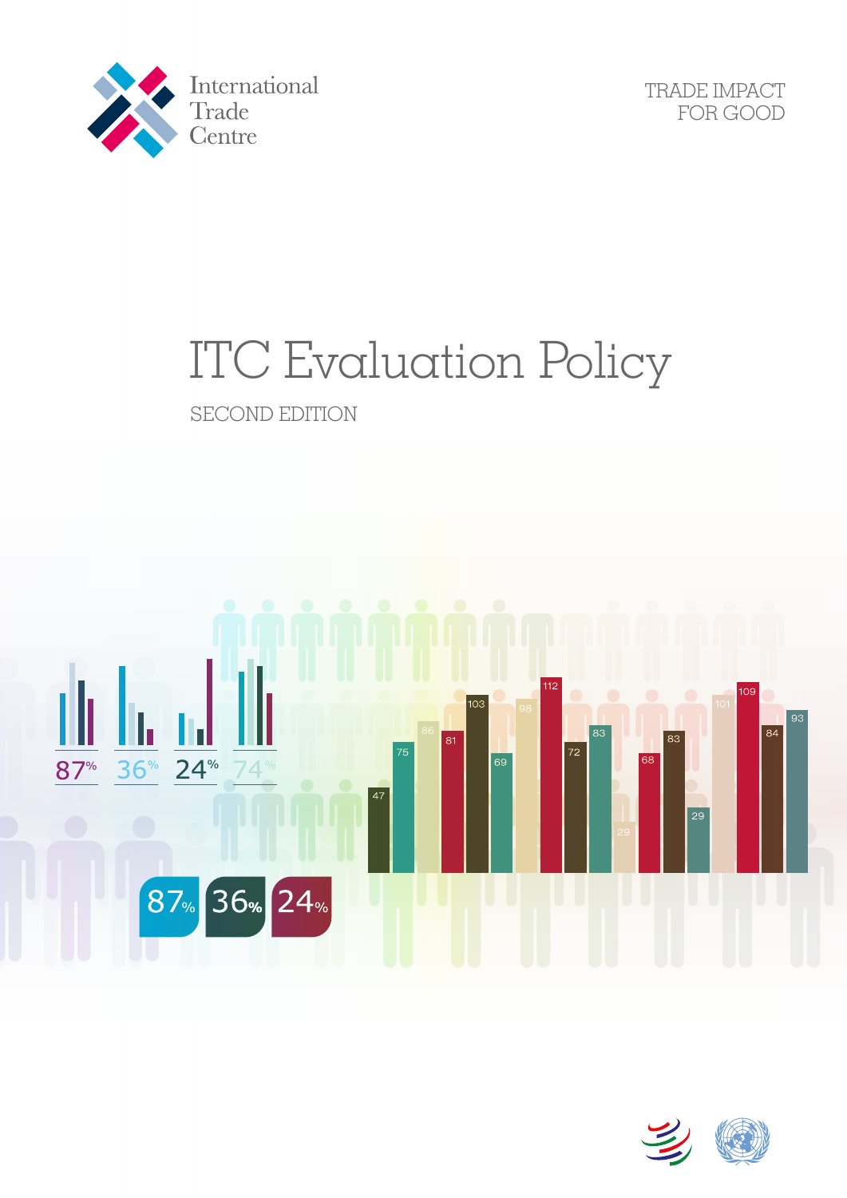International Trade Centre

TRADE IMPACT FOR GOOD

# ITC Evaluation Policy

SECOND EDITION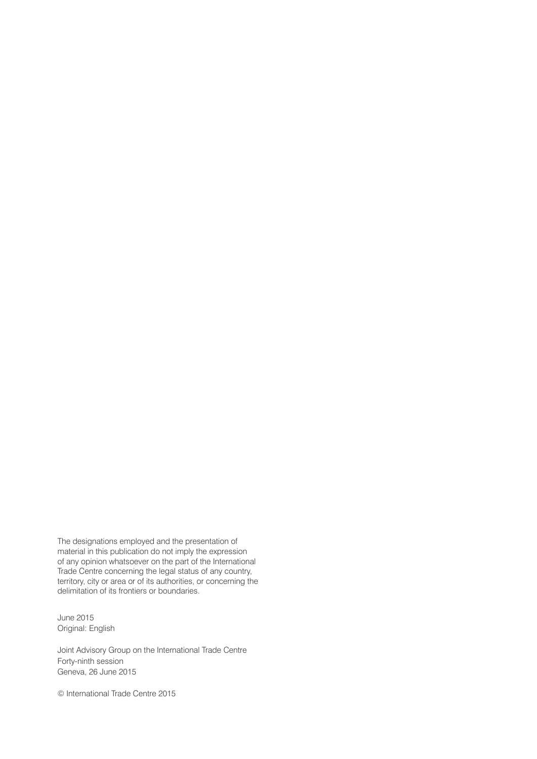The designations employed and the presentation of material in this publication do not imply the expression of any opinion whatsoever on the part of the International Trade Centre concerning the legal status of any country, territory, city or area or of its authorities, or concerning the delimitation of its frontiers or boundaries.

June 2015
Original: English

Joint Advisory Group on the International Trade Centre
Forty-ninth session
Geneva, 26 June 2015

© International Trade Centre 2015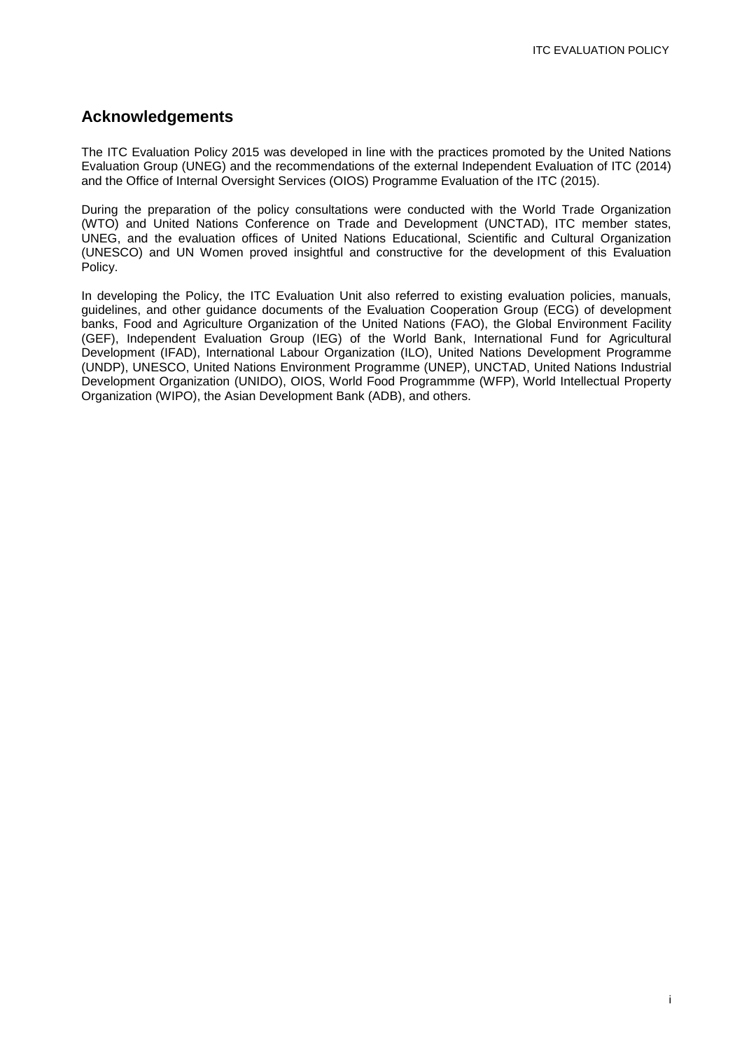## Acknowledgements

The ITC Evaluation Policy 2015 was developed in line with the practices promoted by the United Nations Evaluation Group (UNEG) and the recommendations of the external Independent Evaluation of ITC (2014) and the Office of Internal Oversight Services (OIOS) Programme Evaluation of the ITC (2015).

During the preparation of the policy consultations were conducted with the World Trade Organization (WTO) and United Nations Conference on Trade and Development (UNCTAD), ITC member states, UNEG, and the evaluation offices of United Nations Educational, Scientific and Cultural Organization (UNESCO) and UN Women proved insightful and constructive for the development of this Evaluation Policy.

In developing the Policy, the ITC Evaluation Unit also referred to existing evaluation policies, manuals, guidelines, and other guidance documents of the Evaluation Cooperation Group (ECG) of development banks, Food and Agriculture Organization of the United Nations (FAO), the Global Environment Facility (GEF), Independent Evaluation Group (IEG) of the World Bank, International Fund for Agricultural Development (IFAD), International Labour Organization (ILO), United Nations Development Programme (UNDP), UNESCO, United Nations Environment Programme (UNEP), UNCTAD, United Nations Industrial Development Organization (UNIDO), OIOS, World Food Programmme (WFP), World Intellectual Property Organization (WIPO), the Asian Development Bank (ADB), and others.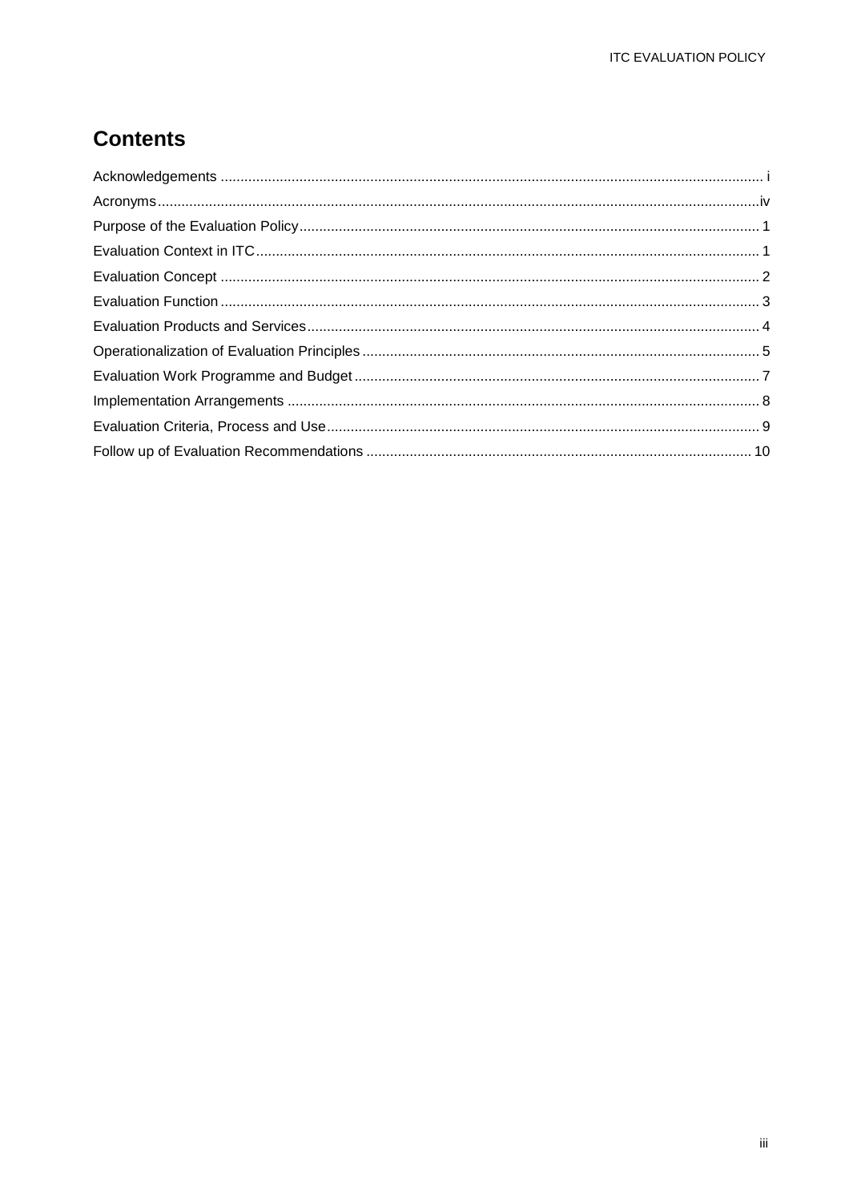## Contents

Acknowledgements ........................................................ i
Acronyms ........................................................ iv
Purpose of the Evaluation Policy ........................................................ 1
Evaluation Context in ITC ........................................................ 1
Evaluation Concept ........................................................ 2
Evaluation Function ........................................................ 3
Evaluation Products and Services ........................................................ 4
Operationalization of Evaluation Principles ........................................................ 5
Evaluation Work Programme and Budget ........................................................ 7
Implementation Arrangements ........................................................ 8
Evaluation Criteria, Process and Use ........................................................ 9
Follow up of Evaluation Recommendations ........................................................ 10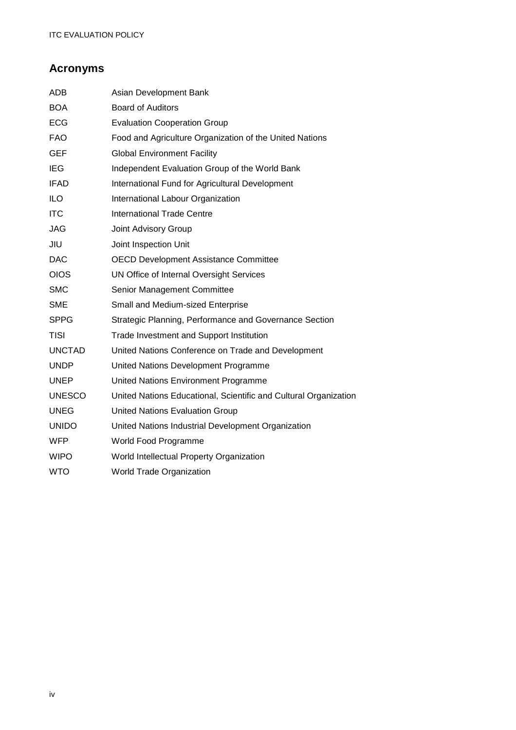## Acronyms

| | |
|---|---|
| ADB | Asian Development Bank |
| BOA | Board of Auditors |
| ECG | Evaluation Cooperation Group |
| FAO | Food and Agriculture Organization of the United Nations |
| GEF | Global Environment Facility |
| IEG | Independent Evaluation Group of the World Bank |
| IFAD | International Fund for Agricultural Development |
| ILO | International Labour Organization |
| ITC | International Trade Centre |
| JAG | Joint Advisory Group |
| JIU | Joint Inspection Unit |
| DAC | OECD Development Assistance Committee |
| OIOS | UN Office of Internal Oversight Services |
| SMC | Senior Management Committee |
| SME | Small and Medium-sized Enterprise |
| SPPG | Strategic Planning, Performance and Governance Section |
| TISI | Trade Investment and Support Institution |
| UNCTAD | United Nations Conference on Trade and Development |
| UNDP | United Nations Development Programme |
| UNEP | United Nations Environment Programme |
| UNESCO | United Nations Educational, Scientific and Cultural Organization |
| UNEG | United Nations Evaluation Group |
| UNIDO | United Nations Industrial Development Organization |
| WFP | World Food Programme |
| WIPO | World Intellectual Property Organization |
| WTO | World Trade Organization |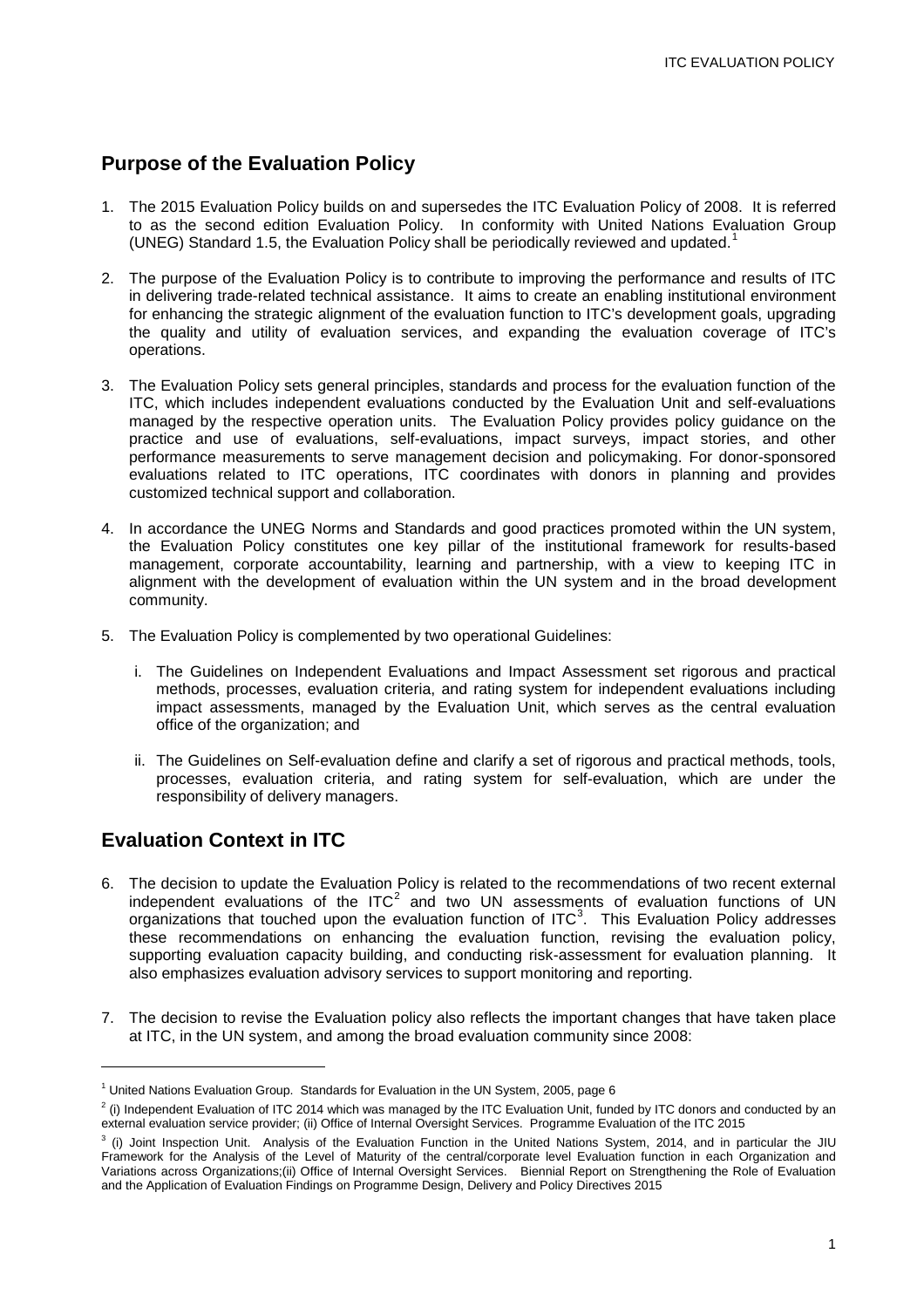## Purpose of the Evaluation Policy

1. The 2015 Evaluation Policy builds on and supersedes the ITC Evaluation Policy of 2008. It is referred to as the second edition Evaluation Policy. In conformity with United Nations Evaluation Group (UNEG) Standard 1.5, the Evaluation Policy shall be periodically reviewed and updated.[1]

2. The purpose of the Evaluation Policy is to contribute to improving the performance and results of ITC in delivering trade-related technical assistance. It aims to create an enabling institutional environment for enhancing the strategic alignment of the evaluation function to ITC's development goals, upgrading the quality and utility of evaluation services, and expanding the evaluation coverage of ITC's operations.

3. The Evaluation Policy sets general principles, standards and process for the evaluation function of the ITC, which includes independent evaluations conducted by the Evaluation Unit and self-evaluations managed by the respective operation units. The Evaluation Policy provides policy guidance on the practice and use of evaluations, self-evaluations, impact surveys, impact stories, and other performance measurements to serve management decision and policymaking. For donor-sponsored evaluations related to ITC operations, ITC coordinates with donors in planning and provides customized technical support and collaboration.

4. In accordance the UNEG Norms and Standards and good practices promoted within the UN system, the Evaluation Policy constitutes one key pillar of the institutional framework for results-based management, corporate accountability, learning and partnership, with a view to keeping ITC in alignment with the development of evaluation within the UN system and in the broad development community.

5. The Evaluation Policy is complemented by two operational Guidelines:

   i. The Guidelines on Independent Evaluations and Impact Assessment set rigorous and practical methods, processes, evaluation criteria, and rating system for independent evaluations including impact assessments, managed by the Evaluation Unit, which serves as the central evaluation office of the organization; and

   ii. The Guidelines on Self-evaluation define and clarify a set of rigorous and practical methods, tools, processes, evaluation criteria, and rating system for self-evaluation, which are under the responsibility of delivery managers.

## Evaluation Context in ITC

6. The decision to update the Evaluation Policy is related to the recommendations of two recent external independent evaluations of the ITC[2] and two UN assessments of evaluation functions of UN organizations that touched upon the evaluation function of ITC[3]. This Evaluation Policy addresses these recommendations on enhancing the evaluation function, revising the evaluation policy, supporting evaluation capacity building, and conducting risk-assessment for evaluation planning. It also emphasizes evaluation advisory services to support monitoring and reporting.

7. The decision to revise the Evaluation policy also reflects the important changes that have taken place at ITC, in the UN system, and among the broad evaluation community since 2008:

---

[1] United Nations Evaluation Group. Standards for Evaluation in the UN System, 2005, page 6

[2] (i) Independent Evaluation of ITC 2014 which was managed by the ITC Evaluation Unit, funded by ITC donors and conducted by an external evaluation service provider; (ii) Office of Internal Oversight Services. Programme Evaluation of the ITC 2015

[3] (i) Joint Inspection Unit. Analysis of the Evaluation Function in the United Nations System, 2014, and in particular the JIU Framework for the Analysis of the Level of Maturity of the central/corporate level Evaluation function in each Organization and Variations across Organizations;(ii) Office of Internal Oversight Services. Biennial Report on Strengthening the Role of Evaluation and the Application of Evaluation Findings on Programme Design, Delivery and Policy Directives 2015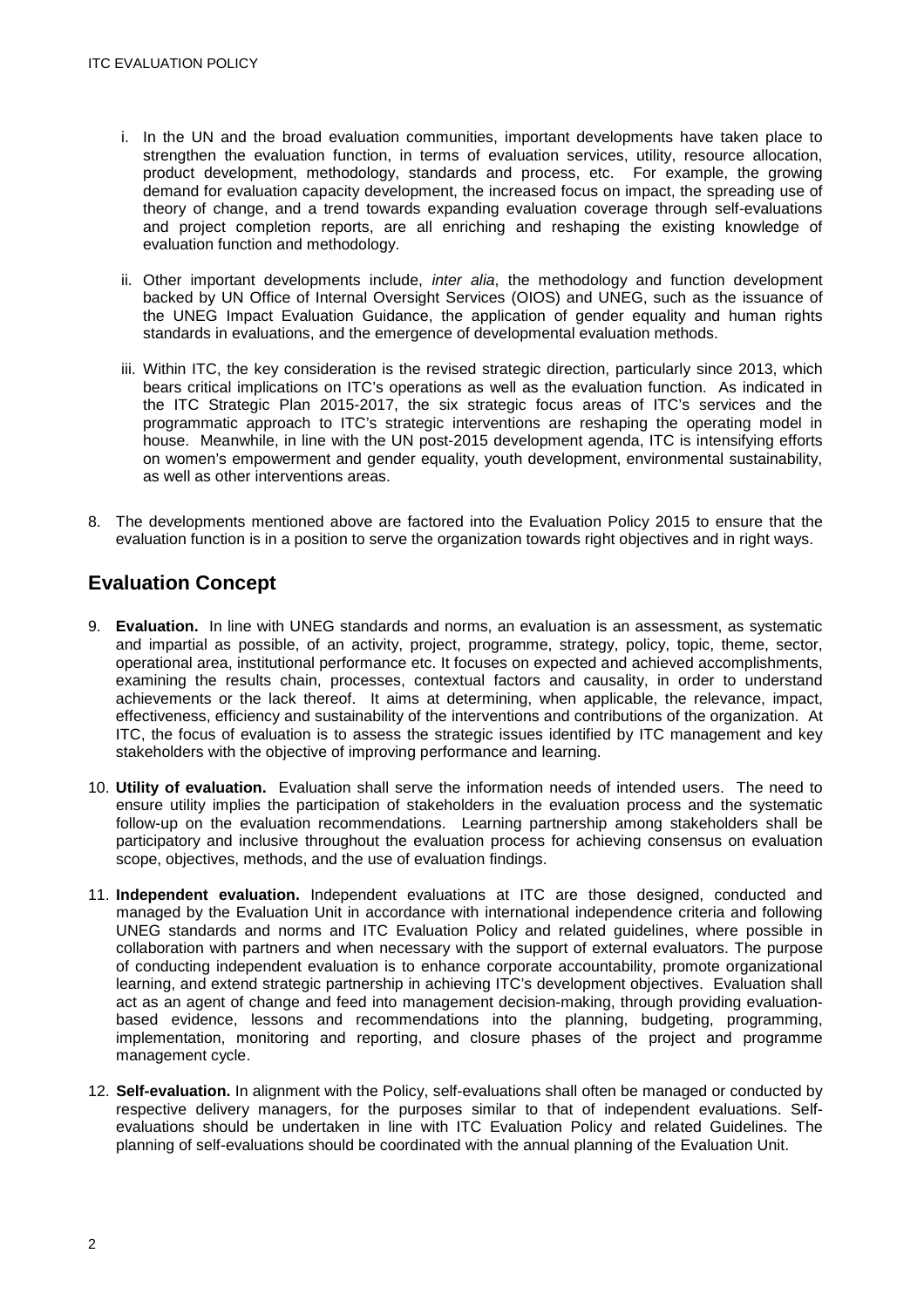i. In the UN and the broad evaluation communities, important developments have taken place to strengthen the evaluation function, in terms of evaluation services, utility, resource allocation, product development, methodology, standards and process, etc. For example, the growing demand for evaluation capacity development, the increased focus on impact, the spreading use of theory of change, and a trend towards expanding evaluation coverage through self-evaluations and project completion reports, are all enriching and reshaping the existing knowledge of evaluation function and methodology.

ii. Other important developments include, *inter alia*, the methodology and function development backed by UN Office of Internal Oversight Services (OIOS) and UNEG, such as the issuance of the UNEG Impact Evaluation Guidance, the application of gender equality and human rights standards in evaluations, and the emergence of developmental evaluation methods.

iii. Within ITC, the key consideration is the revised strategic direction, particularly since 2013, which bears critical implications on ITC's operations as well as the evaluation function. As indicated in the ITC Strategic Plan 2015-2017, the six strategic focus areas of ITC's services and the programmatic approach to ITC's strategic interventions are reshaping the operating model in house. Meanwhile, in line with the UN post-2015 development agenda, ITC is intensifying efforts on women's empowerment and gender equality, youth development, environmental sustainability, as well as other interventions areas.

8. The developments mentioned above are factored into the Evaluation Policy 2015 to ensure that the evaluation function is in a position to serve the organization towards right objectives and in right ways.

## Evaluation Concept

9. **Evaluation.** In line with UNEG standards and norms, an evaluation is an assessment, as systematic and impartial as possible, of an activity, project, programme, strategy, policy, topic, theme, sector, operational area, institutional performance etc. It focuses on expected and achieved accomplishments, examining the results chain, processes, contextual factors and causality, in order to understand achievements or the lack thereof. It aims at determining, when applicable, the relevance, impact, effectiveness, efficiency and sustainability of the interventions and contributions of the organization. At ITC, the focus of evaluation is to assess the strategic issues identified by ITC management and key stakeholders with the objective of improving performance and learning.

10. **Utility of evaluation.** Evaluation shall serve the information needs of intended users. The need to ensure utility implies the participation of stakeholders in the evaluation process and the systematic follow-up on the evaluation recommendations. Learning partnership among stakeholders shall be participatory and inclusive throughout the evaluation process for achieving consensus on evaluation scope, objectives, methods, and the use of evaluation findings.

11. **Independent evaluation.** Independent evaluations at ITC are those designed, conducted and managed by the Evaluation Unit in accordance with international independence criteria and following UNEG standards and norms and ITC Evaluation Policy and related guidelines, where possible in collaboration with partners and when necessary with the support of external evaluators. The purpose of conducting independent evaluation is to enhance corporate accountability, promote organizational learning, and extend strategic partnership in achieving ITC's development objectives. Evaluation shall act as an agent of change and feed into management decision-making, through providing evaluation-based evidence, lessons and recommendations into the planning, budgeting, programming, implementation, monitoring and reporting, and closure phases of the project and programme management cycle.

12. **Self-evaluation.** In alignment with the Policy, self-evaluations shall often be managed or conducted by respective delivery managers, for the purposes similar to that of independent evaluations. Self-evaluations should be undertaken in line with ITC Evaluation Policy and related Guidelines. The planning of self-evaluations should be coordinated with the annual planning of the Evaluation Unit.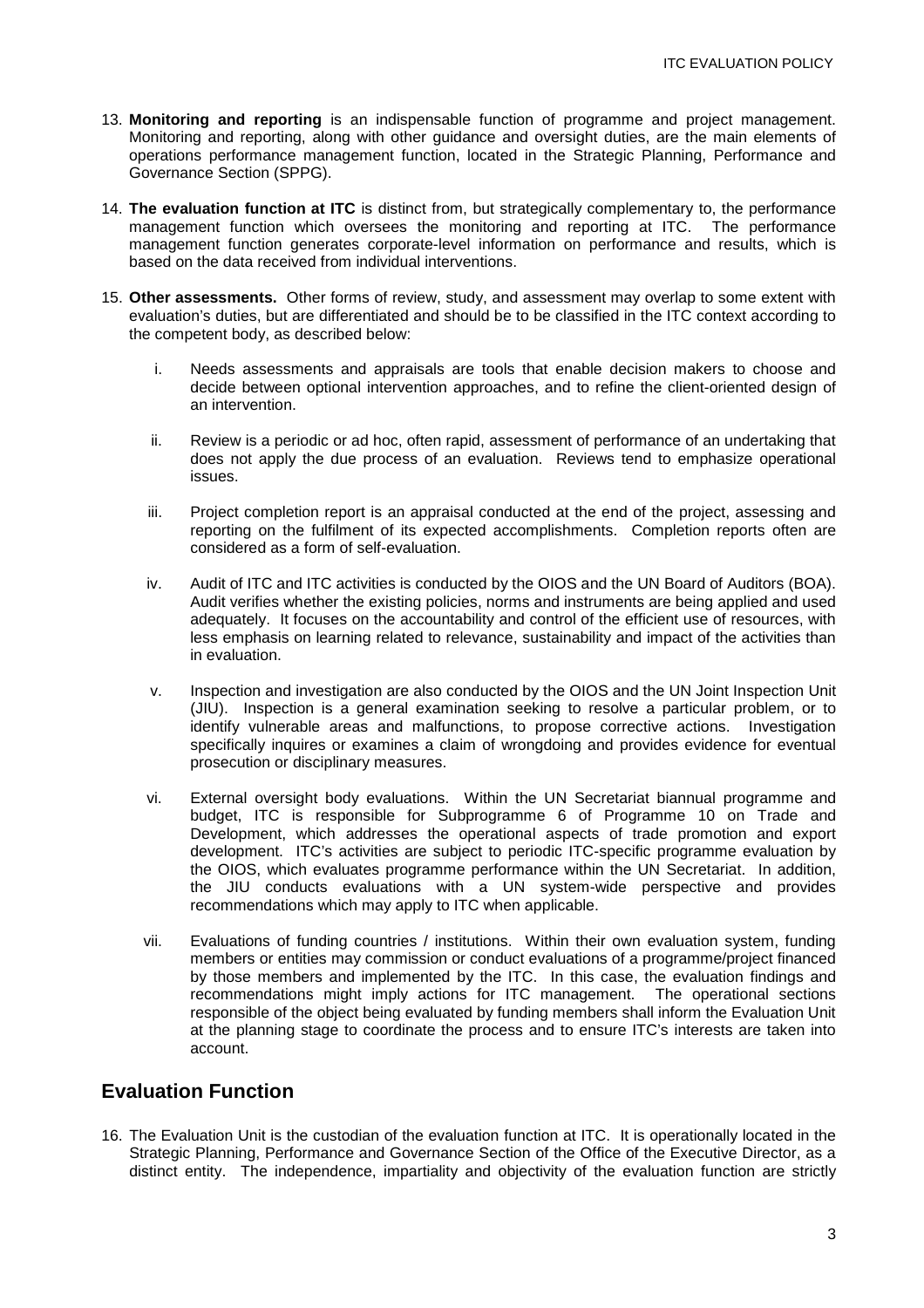13. **Monitoring and reporting** is an indispensable function of programme and project management. Monitoring and reporting, along with other guidance and oversight duties, are the main elements of operations performance management function, located in the Strategic Planning, Performance and Governance Section (SPPG).

14. **The evaluation function at ITC** is distinct from, but strategically complementary to, the performance management function which oversees the monitoring and reporting at ITC. The performance management function generates corporate-level information on performance and results, which is based on the data received from individual interventions.

15. **Other assessments.** Other forms of review, study, and assessment may overlap to some extent with evaluation's duties, but are differentiated and should be to be classified in the ITC context according to the competent body, as described below:

    i. Needs assessments and appraisals are tools that enable decision makers to choose and decide between optional intervention approaches, and to refine the client-oriented design of an intervention.

    ii. Review is a periodic or ad hoc, often rapid, assessment of performance of an undertaking that does not apply the due process of an evaluation. Reviews tend to emphasize operational issues.

    iii. Project completion report is an appraisal conducted at the end of the project, assessing and reporting on the fulfilment of its expected accomplishments. Completion reports often are considered as a form of self-evaluation.

    iv. Audit of ITC and ITC activities is conducted by the OIOS and the UN Board of Auditors (BOA). Audit verifies whether the existing policies, norms and instruments are being applied and used adequately. It focuses on the accountability and control of the efficient use of resources, with less emphasis on learning related to relevance, sustainability and impact of the activities than in evaluation.

    v. Inspection and investigation are also conducted by the OIOS and the UN Joint Inspection Unit (JIU). Inspection is a general examination seeking to resolve a particular problem, or to identify vulnerable areas and malfunctions, to propose corrective actions. Investigation specifically inquires or examines a claim of wrongdoing and provides evidence for eventual prosecution or disciplinary measures.

    vi. External oversight body evaluations. Within the UN Secretariat biannual programme and budget, ITC is responsible for Subprogramme 6 of Programme 10 on Trade and Development, which addresses the operational aspects of trade promotion and export development. ITC's activities are subject to periodic ITC-specific programme evaluation by the OIOS, which evaluates programme performance within the UN Secretariat. In addition, the JIU conducts evaluations with a UN system-wide perspective and provides recommendations which may apply to ITC when applicable.

    vii. Evaluations of funding countries / institutions. Within their own evaluation system, funding members or entities may commission or conduct evaluations of a programme/project financed by those members and implemented by the ITC. In this case, the evaluation findings and recommendations might imply actions for ITC management. The operational sections responsible of the object being evaluated by funding members shall inform the Evaluation Unit at the planning stage to coordinate the process and to ensure ITC's interests are taken into account.

## Evaluation Function

16. The Evaluation Unit is the custodian of the evaluation function at ITC. It is operationally located in the Strategic Planning, Performance and Governance Section of the Office of the Executive Director, as a distinct entity. The independence, impartiality and objectivity of the evaluation function are strictly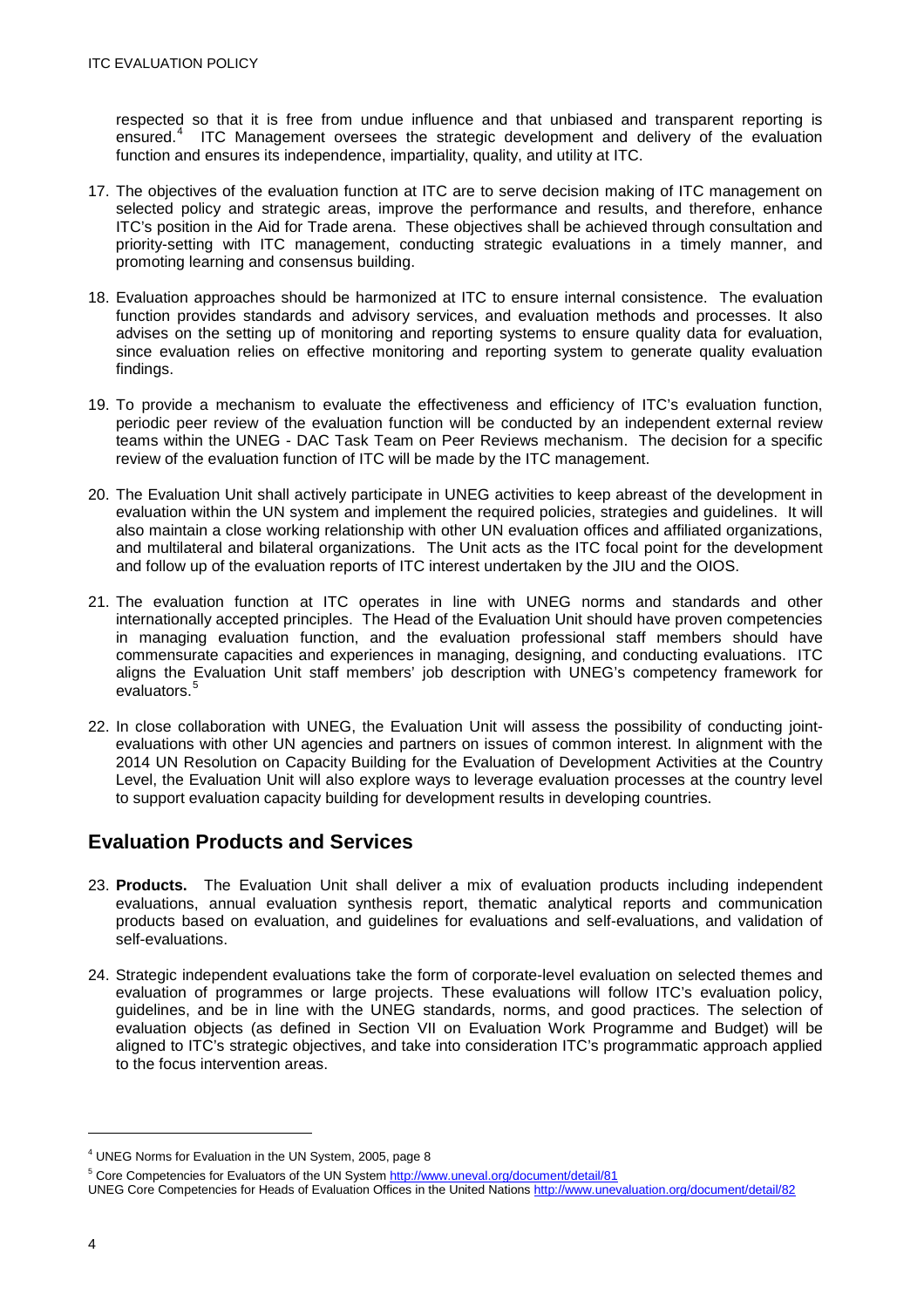respected so that it is free from undue influence and that unbiased and transparent reporting is ensured.[4] ITC Management oversees the strategic development and delivery of the evaluation function and ensures its independence, impartiality, quality, and utility at ITC.

17. The objectives of the evaluation function at ITC are to serve decision making of ITC management on selected policy and strategic areas, improve the performance and results, and therefore, enhance ITC's position in the Aid for Trade arena. These objectives shall be achieved through consultation and priority-setting with ITC management, conducting strategic evaluations in a timely manner, and promoting learning and consensus building.

18. Evaluation approaches should be harmonized at ITC to ensure internal consistence. The evaluation function provides standards and advisory services, and evaluation methods and processes. It also advises on the setting up of monitoring and reporting systems to ensure quality data for evaluation, since evaluation relies on effective monitoring and reporting system to generate quality evaluation findings.

19. To provide a mechanism to evaluate the effectiveness and efficiency of ITC's evaluation function, periodic peer review of the evaluation function will be conducted by an independent external review teams within the UNEG - DAC Task Team on Peer Reviews mechanism. The decision for a specific review of the evaluation function of ITC will be made by the ITC management.

20. The Evaluation Unit shall actively participate in UNEG activities to keep abreast of the development in evaluation within the UN system and implement the required policies, strategies and guidelines. It will also maintain a close working relationship with other UN evaluation offices and affiliated organizations, and multilateral and bilateral organizations. The Unit acts as the ITC focal point for the development and follow up of the evaluation reports of ITC interest undertaken by the JIU and the OIOS.

21. The evaluation function at ITC operates in line with UNEG norms and standards and other internationally accepted principles. The Head of the Evaluation Unit should have proven competencies in managing evaluation function, and the evaluation professional staff members should have commensurate capacities and experiences in managing, designing, and conducting evaluations. ITC aligns the Evaluation Unit staff members' job description with UNEG's competency framework for evaluators.[5]

22. In close collaboration with UNEG, the Evaluation Unit will assess the possibility of conducting joint-evaluations with other UN agencies and partners on issues of common interest. In alignment with the 2014 UN Resolution on Capacity Building for the Evaluation of Development Activities at the Country Level, the Evaluation Unit will also explore ways to leverage evaluation processes at the country level to support evaluation capacity building for development results in developing countries.

## Evaluation Products and Services

23. **Products.** The Evaluation Unit shall deliver a mix of evaluation products including independent evaluations, annual evaluation synthesis report, thematic analytical reports and communication products based on evaluation, and guidelines for evaluations and self-evaluations, and validation of self-evaluations.

24. Strategic independent evaluations take the form of corporate-level evaluation on selected themes and evaluation of programmes or large projects. These evaluations will follow ITC's evaluation policy, guidelines, and be in line with the UNEG standards, norms, and good practices. The selection of evaluation objects (as defined in Section VII on Evaluation Work Programme and Budget) will be aligned to ITC's strategic objectives, and take into consideration ITC's programmatic approach applied to the focus intervention areas.

---

[4] UNEG Norms for Evaluation in the UN System, 2005, page 8

[5] Core Competencies for Evaluators of the UN System http://www.uneval.org/document/detail/81
UNEG Core Competencies for Heads of Evaluation Offices in the United Nations http://www.unevaluation.org/document/detail/82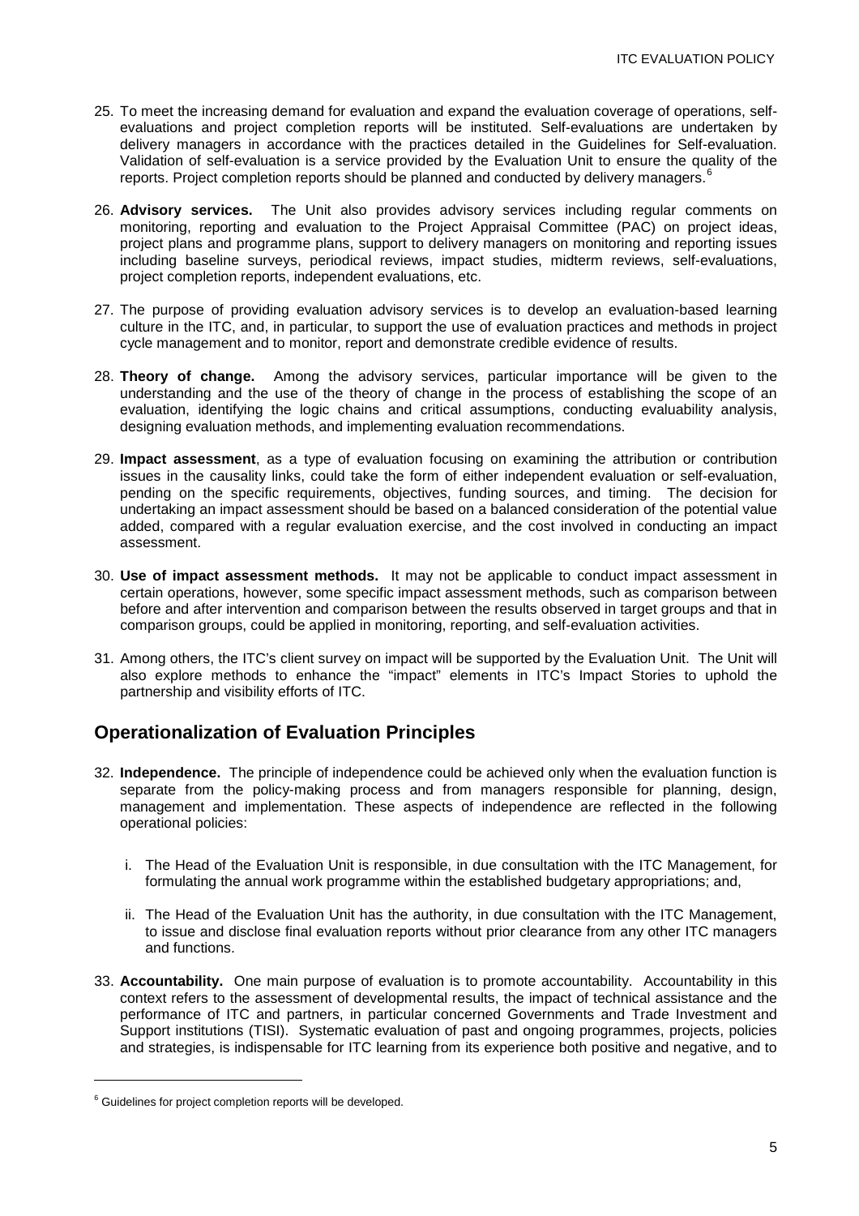25. To meet the increasing demand for evaluation and expand the evaluation coverage of operations, self-evaluations and project completion reports will be instituted. Self-evaluations are undertaken by delivery managers in accordance with the practices detailed in the Guidelines for Self-evaluation. Validation of self-evaluation is a service provided by the Evaluation Unit to ensure the quality of the reports. Project completion reports should be planned and conducted by delivery managers.[6]

26. **Advisory services.** The Unit also provides advisory services including regular comments on monitoring, reporting and evaluation to the Project Appraisal Committee (PAC) on project ideas, project plans and programme plans, support to delivery managers on monitoring and reporting issues including baseline surveys, periodical reviews, impact studies, midterm reviews, self-evaluations, project completion reports, independent evaluations, etc.

27. The purpose of providing evaluation advisory services is to develop an evaluation-based learning culture in the ITC, and, in particular, to support the use of evaluation practices and methods in project cycle management and to monitor, report and demonstrate credible evidence of results.

28. **Theory of change.** Among the advisory services, particular importance will be given to the understanding and the use of the theory of change in the process of establishing the scope of an evaluation, identifying the logic chains and critical assumptions, conducting evaluability analysis, designing evaluation methods, and implementing evaluation recommendations.

29. **Impact assessment**, as a type of evaluation focusing on examining the attribution or contribution issues in the causality links, could take the form of either independent evaluation or self-evaluation, pending on the specific requirements, objectives, funding sources, and timing. The decision for undertaking an impact assessment should be based on a balanced consideration of the potential value added, compared with a regular evaluation exercise, and the cost involved in conducting an impact assessment.

30. **Use of impact assessment methods.** It may not be applicable to conduct impact assessment in certain operations, however, some specific impact assessment methods, such as comparison between before and after intervention and comparison between the results observed in target groups and that in comparison groups, could be applied in monitoring, reporting, and self-evaluation activities.

31. Among others, the ITC's client survey on impact will be supported by the Evaluation Unit. The Unit will also explore methods to enhance the "impact" elements in ITC's Impact Stories to uphold the partnership and visibility efforts of ITC.

## Operationalization of Evaluation Principles

32. **Independence.** The principle of independence could be achieved only when the evaluation function is separate from the policy-making process and from managers responsible for planning, design, management and implementation. These aspects of independence are reflected in the following operational policies:

    i. The Head of the Evaluation Unit is responsible, in due consultation with the ITC Management, for formulating the annual work programme within the established budgetary appropriations; and,

    ii. The Head of the Evaluation Unit has the authority, in due consultation with the ITC Management, to issue and disclose final evaluation reports without prior clearance from any other ITC managers and functions.

33. **Accountability.** One main purpose of evaluation is to promote accountability. Accountability in this context refers to the assessment of developmental results, the impact of technical assistance and the performance of ITC and partners, in particular concerned Governments and Trade Investment and Support institutions (TISI). Systematic evaluation of past and ongoing programmes, projects, policies and strategies, is indispensable for ITC learning from its experience both positive and negative, and to

[6] Guidelines for project completion reports will be developed.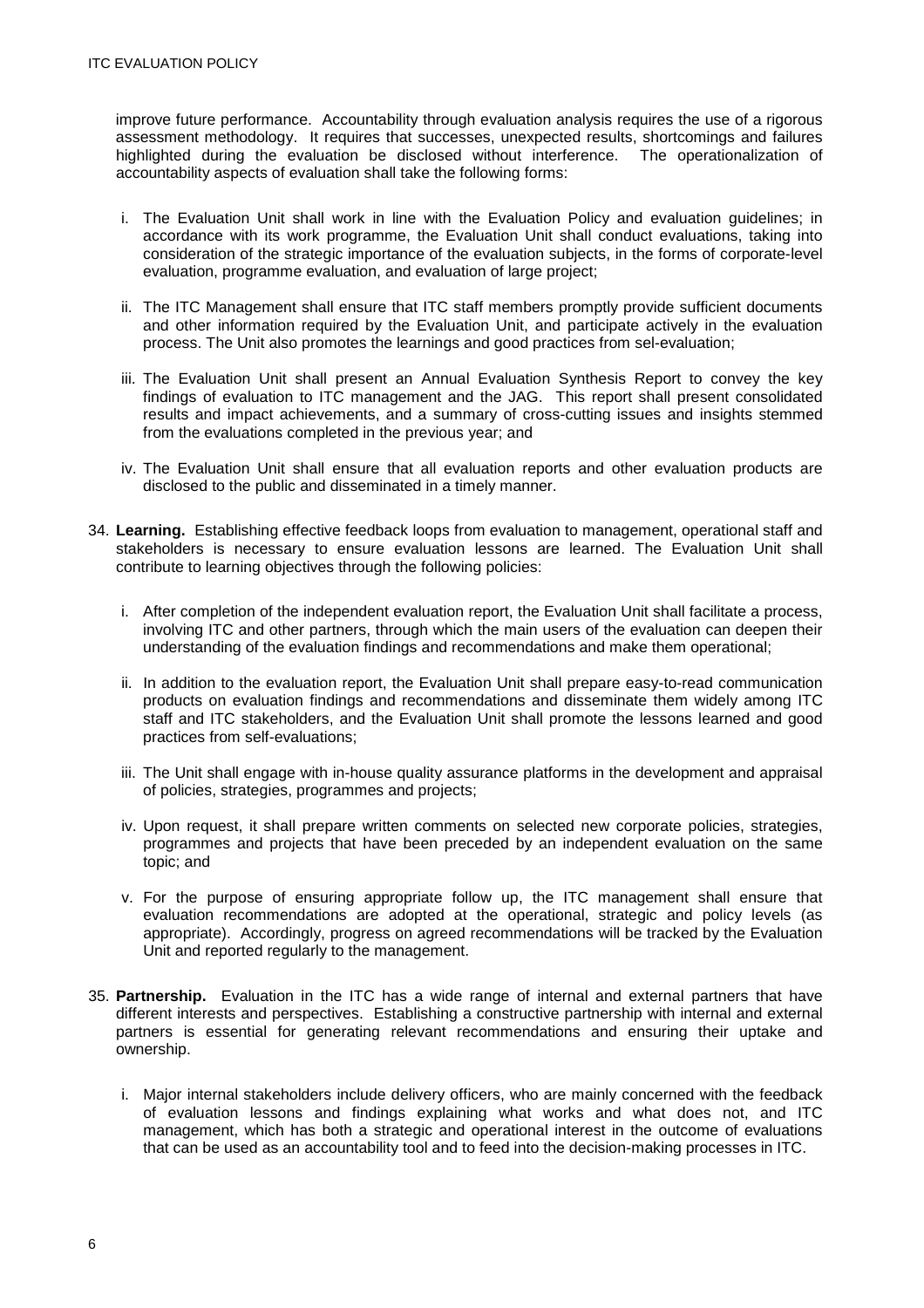improve future performance. Accountability through evaluation analysis requires the use of a rigorous assessment methodology. It requires that successes, unexpected results, shortcomings and failures highlighted during the evaluation be disclosed without interference. The operationalization of accountability aspects of evaluation shall take the following forms:

i. The Evaluation Unit shall work in line with the Evaluation Policy and evaluation guidelines; in accordance with its work programme, the Evaluation Unit shall conduct evaluations, taking into consideration of the strategic importance of the evaluation subjects, in the forms of corporate-level evaluation, programme evaluation, and evaluation of large project;

ii. The ITC Management shall ensure that ITC staff members promptly provide sufficient documents and other information required by the Evaluation Unit, and participate actively in the evaluation process. The Unit also promotes the learnings and good practices from sel-evaluation;

iii. The Evaluation Unit shall present an Annual Evaluation Synthesis Report to convey the key findings of evaluation to ITC management and the JAG. This report shall present consolidated results and impact achievements, and a summary of cross-cutting issues and insights stemmed from the evaluations completed in the previous year; and

iv. The Evaluation Unit shall ensure that all evaluation reports and other evaluation products are disclosed to the public and disseminated in a timely manner.

34. **Learning.** Establishing effective feedback loops from evaluation to management, operational staff and stakeholders is necessary to ensure evaluation lessons are learned. The Evaluation Unit shall contribute to learning objectives through the following policies:

    i. After completion of the independent evaluation report, the Evaluation Unit shall facilitate a process, involving ITC and other partners, through which the main users of the evaluation can deepen their understanding of the evaluation findings and recommendations and make them operational;

    ii. In addition to the evaluation report, the Evaluation Unit shall prepare easy-to-read communication products on evaluation findings and recommendations and disseminate them widely among ITC staff and ITC stakeholders, and the Evaluation Unit shall promote the lessons learned and good practices from self-evaluations;

    iii. The Unit shall engage with in-house quality assurance platforms in the development and appraisal of policies, strategies, programmes and projects;

    iv. Upon request, it shall prepare written comments on selected new corporate policies, strategies, programmes and projects that have been preceded by an independent evaluation on the same topic; and

    v. For the purpose of ensuring appropriate follow up, the ITC management shall ensure that evaluation recommendations are adopted at the operational, strategic and policy levels (as appropriate). Accordingly, progress on agreed recommendations will be tracked by the Evaluation Unit and reported regularly to the management.

35. **Partnership.** Evaluation in the ITC has a wide range of internal and external partners that have different interests and perspectives. Establishing a constructive partnership with internal and external partners is essential for generating relevant recommendations and ensuring their uptake and ownership.

    i. Major internal stakeholders include delivery officers, who are mainly concerned with the feedback of evaluation lessons and findings explaining what works and what does not, and ITC management, which has both a strategic and operational interest in the outcome of evaluations that can be used as an accountability tool and to feed into the decision-making processes in ITC.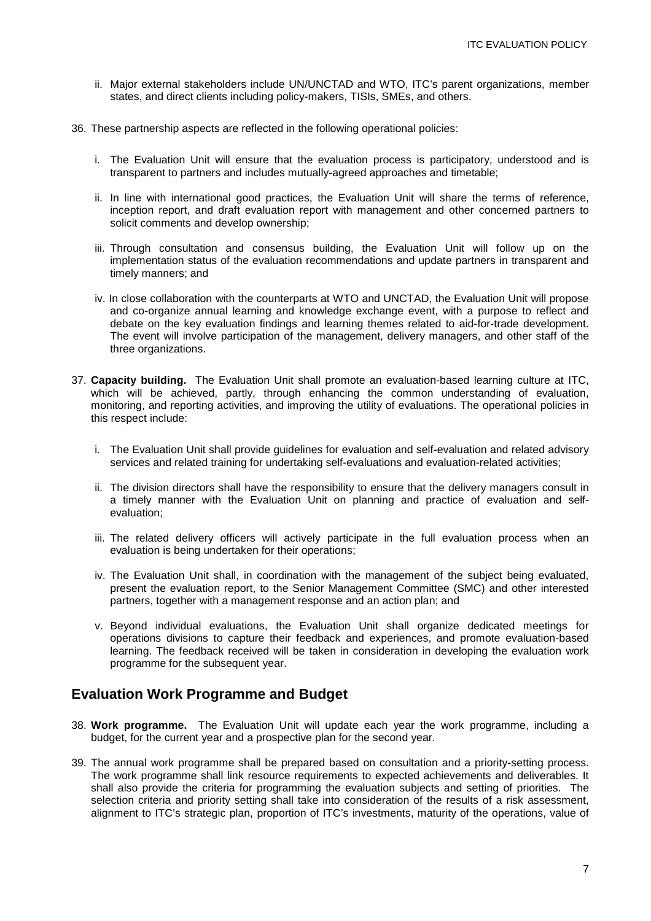ii. Major external stakeholders include UN/UNCTAD and WTO, ITC's parent organizations, member states, and direct clients including policy-makers, TISIs, SMEs, and others.

36. These partnership aspects are reflected in the following operational policies:

 i. The Evaluation Unit will ensure that the evaluation process is participatory, understood and is transparent to partners and includes mutually-agreed approaches and timetable;

 ii. In line with international good practices, the Evaluation Unit will share the terms of reference, inception report, and draft evaluation report with management and other concerned partners to solicit comments and develop ownership;

 iii. Through consultation and consensus building, the Evaluation Unit will follow up on the implementation status of the evaluation recommendations and update partners in transparent and timely manners; and

 iv. In close collaboration with the counterparts at WTO and UNCTAD, the Evaluation Unit will propose and co-organize annual learning and knowledge exchange event, with a purpose to reflect and debate on the key evaluation findings and learning themes related to aid-for-trade development. The event will involve participation of the management, delivery managers, and other staff of the three organizations.

37. **Capacity building.** The Evaluation Unit shall promote an evaluation-based learning culture at ITC, which will be achieved, partly, through enhancing the common understanding of evaluation, monitoring, and reporting activities, and improving the utility of evaluations. The operational policies in this respect include:

 i. The Evaluation Unit shall provide guidelines for evaluation and self-evaluation and related advisory services and related training for undertaking self-evaluations and evaluation-related activities;

 ii. The division directors shall have the responsibility to ensure that the delivery managers consult in a timely manner with the Evaluation Unit on planning and practice of evaluation and self-evaluation;

 iii. The related delivery officers will actively participate in the full evaluation process when an evaluation is being undertaken for their operations;

 iv. The Evaluation Unit shall, in coordination with the management of the subject being evaluated, present the evaluation report, to the Senior Management Committee (SMC) and other interested partners, together with a management response and an action plan; and

 v. Beyond individual evaluations, the Evaluation Unit shall organize dedicated meetings for operations divisions to capture their feedback and experiences, and promote evaluation-based learning. The feedback received will be taken in consideration in developing the evaluation work programme for the subsequent year.

## Evaluation Work Programme and Budget

38. **Work programme.** The Evaluation Unit will update each year the work programme, including a budget, for the current year and a prospective plan for the second year.

39. The annual work programme shall be prepared based on consultation and a priority-setting process. The work programme shall link resource requirements to expected achievements and deliverables. It shall also provide the criteria for programming the evaluation subjects and setting of priorities. The selection criteria and priority setting shall take into consideration of the results of a risk assessment, alignment to ITC's strategic plan, proportion of ITC's investments, maturity of the operations, value of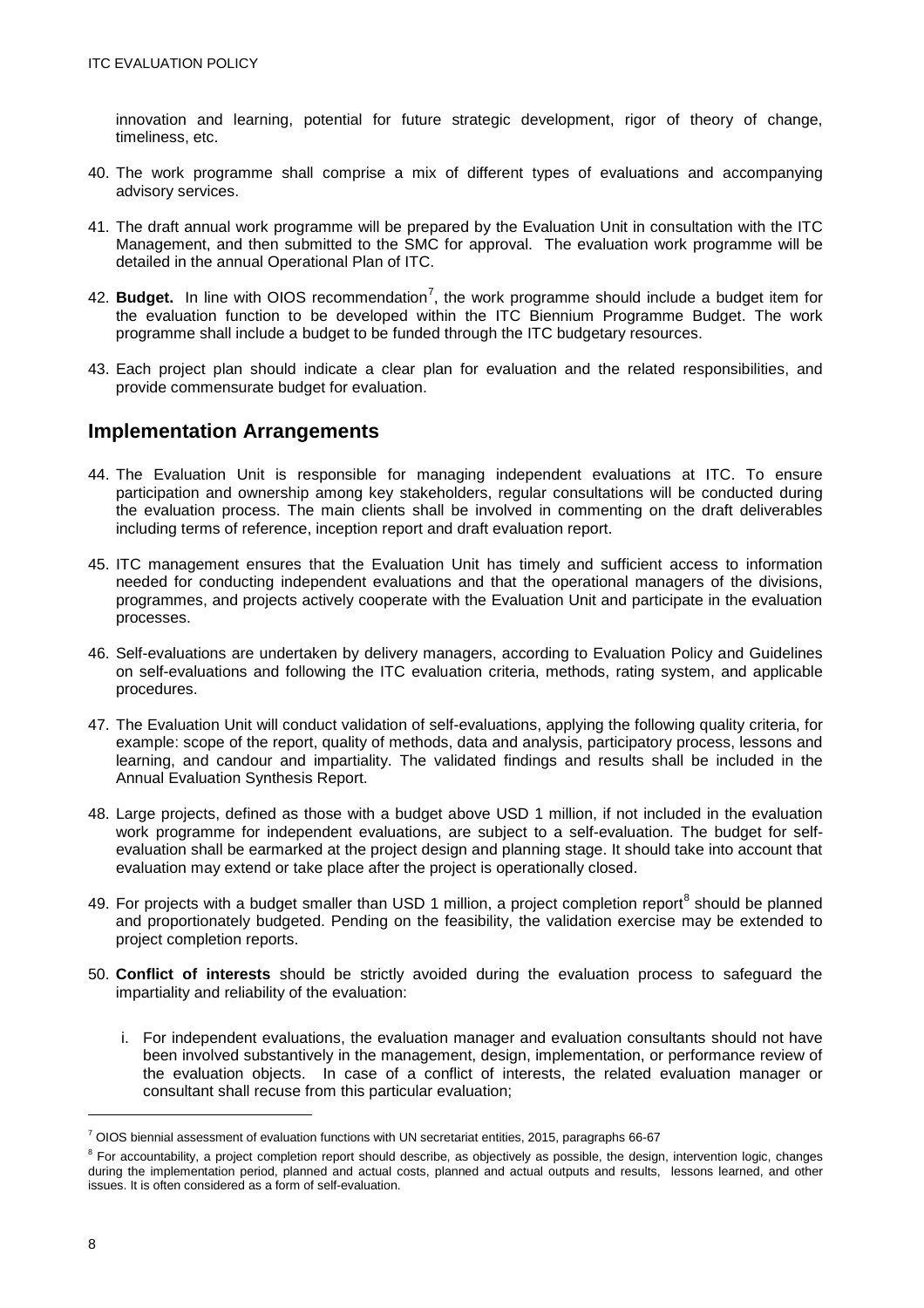innovation and learning, potential for future strategic development, rigor of theory of change, timeliness, etc.

40. The work programme shall comprise a mix of different types of evaluations and accompanying advisory services.

41. The draft annual work programme will be prepared by the Evaluation Unit in consultation with the ITC Management, and then submitted to the SMC for approval. The evaluation work programme will be detailed in the annual Operational Plan of ITC.

42. **Budget.** In line with OIOS recommendation[7], the work programme should include a budget item for the evaluation function to be developed within the ITC Biennium Programme Budget. The work programme shall include a budget to be funded through the ITC budgetary resources.

43. Each project plan should indicate a clear plan for evaluation and the related responsibilities, and provide commensurate budget for evaluation.

## Implementation Arrangements

44. The Evaluation Unit is responsible for managing independent evaluations at ITC. To ensure participation and ownership among key stakeholders, regular consultations will be conducted during the evaluation process. The main clients shall be involved in commenting on the draft deliverables including terms of reference, inception report and draft evaluation report.

45. ITC management ensures that the Evaluation Unit has timely and sufficient access to information needed for conducting independent evaluations and that the operational managers of the divisions, programmes, and projects actively cooperate with the Evaluation Unit and participate in the evaluation processes.

46. Self-evaluations are undertaken by delivery managers, according to Evaluation Policy and Guidelines on self-evaluations and following the ITC evaluation criteria, methods, rating system, and applicable procedures.

47. The Evaluation Unit will conduct validation of self-evaluations, applying the following quality criteria, for example: scope of the report, quality of methods, data and analysis, participatory process, lessons and learning, and candour and impartiality. The validated findings and results shall be included in the Annual Evaluation Synthesis Report.

48. Large projects, defined as those with a budget above USD 1 million, if not included in the evaluation work programme for independent evaluations, are subject to a self-evaluation. The budget for self-evaluation shall be earmarked at the project design and planning stage. It should take into account that evaluation may extend or take place after the project is operationally closed.

49. For projects with a budget smaller than USD 1 million, a project completion report[8] should be planned and proportionately budgeted. Pending on the feasibility, the validation exercise may be extended to project completion reports.

50. **Conflict of interests** should be strictly avoided during the evaluation process to safeguard the impartiality and reliability of the evaluation:

    i. For independent evaluations, the evaluation manager and evaluation consultants should not have been involved substantively in the management, design, implementation, or performance review of the evaluation objects. In case of a conflict of interests, the related evaluation manager or consultant shall recuse from this particular evaluation;

---

[7] OIOS biennial assessment of evaluation functions with UN secretariat entities, 2015, paragraphs 66-67

[8] For accountability, a project completion report should describe, as objectively as possible, the design, intervention logic, changes during the implementation period, planned and actual costs, planned and actual outputs and results, lessons learned, and other issues. It is often considered as a form of self-evaluation.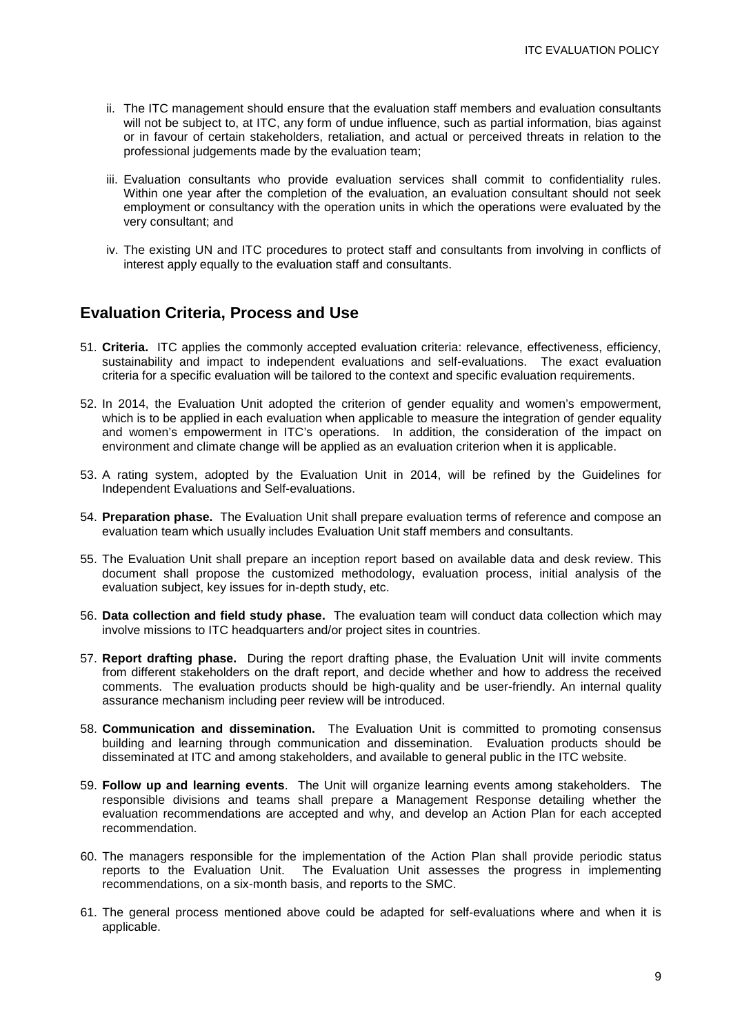ii. The ITC management should ensure that the evaluation staff members and evaluation consultants will not be subject to, at ITC, any form of undue influence, such as partial information, bias against or in favour of certain stakeholders, retaliation, and actual or perceived threats in relation to the professional judgements made by the evaluation team;

iii. Evaluation consultants who provide evaluation services shall commit to confidentiality rules. Within one year after the completion of the evaluation, an evaluation consultant should not seek employment or consultancy with the operation units in which the operations were evaluated by the very consultant; and

iv. The existing UN and ITC procedures to protect staff and consultants from involving in conflicts of interest apply equally to the evaluation staff and consultants.

## Evaluation Criteria, Process and Use

51. **Criteria.** ITC applies the commonly accepted evaluation criteria: relevance, effectiveness, efficiency, sustainability and impact to independent evaluations and self-evaluations. The exact evaluation criteria for a specific evaluation will be tailored to the context and specific evaluation requirements.

52. In 2014, the Evaluation Unit adopted the criterion of gender equality and women's empowerment, which is to be applied in each evaluation when applicable to measure the integration of gender equality and women's empowerment in ITC's operations. In addition, the consideration of the impact on environment and climate change will be applied as an evaluation criterion when it is applicable.

53. A rating system, adopted by the Evaluation Unit in 2014, will be refined by the Guidelines for Independent Evaluations and Self-evaluations.

54. **Preparation phase.** The Evaluation Unit shall prepare evaluation terms of reference and compose an evaluation team which usually includes Evaluation Unit staff members and consultants.

55. The Evaluation Unit shall prepare an inception report based on available data and desk review. This document shall propose the customized methodology, evaluation process, initial analysis of the evaluation subject, key issues for in-depth study, etc.

56. **Data collection and field study phase.** The evaluation team will conduct data collection which may involve missions to ITC headquarters and/or project sites in countries.

57. **Report drafting phase.** During the report drafting phase, the Evaluation Unit will invite comments from different stakeholders on the draft report, and decide whether and how to address the received comments. The evaluation products should be high-quality and be user-friendly. An internal quality assurance mechanism including peer review will be introduced.

58. **Communication and dissemination.** The Evaluation Unit is committed to promoting consensus building and learning through communication and dissemination. Evaluation products should be disseminated at ITC and among stakeholders, and available to general public in the ITC website.

59. **Follow up and learning events**. The Unit will organize learning events among stakeholders. The responsible divisions and teams shall prepare a Management Response detailing whether the evaluation recommendations are accepted and why, and develop an Action Plan for each accepted recommendation.

60. The managers responsible for the implementation of the Action Plan shall provide periodic status reports to the Evaluation Unit. The Evaluation Unit assesses the progress in implementing recommendations, on a six-month basis, and reports to the SMC.

61. The general process mentioned above could be adapted for self-evaluations where and when it is applicable.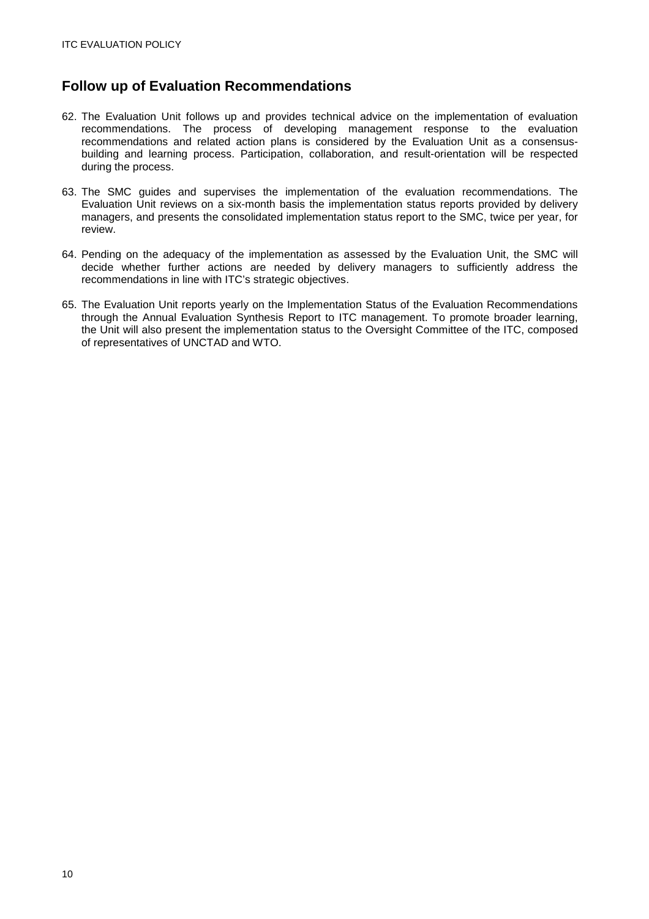## Follow up of Evaluation Recommendations

62. The Evaluation Unit follows up and provides technical advice on the implementation of evaluation recommendations. The process of developing management response to the evaluation recommendations and related action plans is considered by the Evaluation Unit as a consensus-building and learning process. Participation, collaboration, and result-orientation will be respected during the process.

63. The SMC guides and supervises the implementation of the evaluation recommendations. The Evaluation Unit reviews on a six-month basis the implementation status reports provided by delivery managers, and presents the consolidated implementation status report to the SMC, twice per year, for review.

64. Pending on the adequacy of the implementation as assessed by the Evaluation Unit, the SMC will decide whether further actions are needed by delivery managers to sufficiently address the recommendations in line with ITC's strategic objectives.

65. The Evaluation Unit reports yearly on the Implementation Status of the Evaluation Recommendations through the Annual Evaluation Synthesis Report to ITC management. To promote broader learning, the Unit will also present the implementation status to the Oversight Committee of the ITC, composed of representatives of UNCTAD and WTO.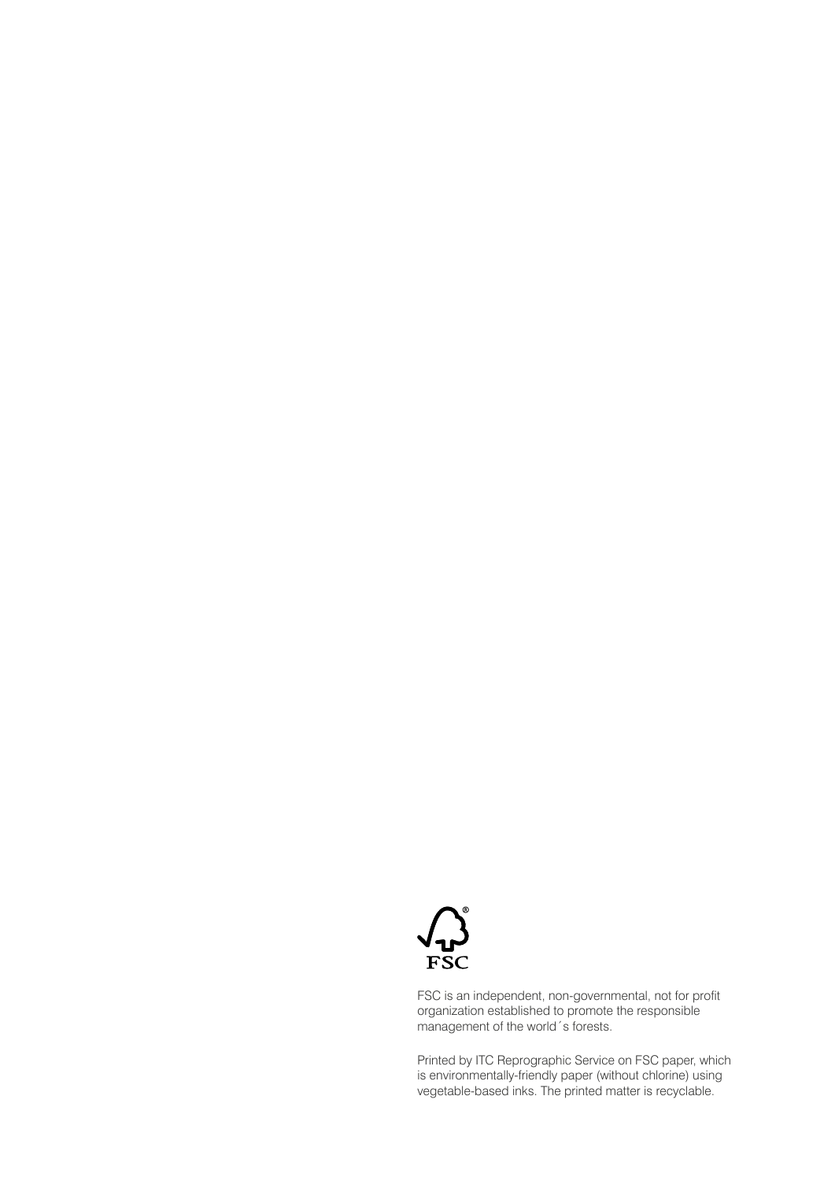FSC

FSC is an independent, non-governmental, not for profit organization established to promote the responsible management of the world´s forests.

Printed by ITC Reprographic Service on FSC paper, which is environmentally-friendly paper (without chlorine) using vegetable-based inks. The printed matter is recyclable.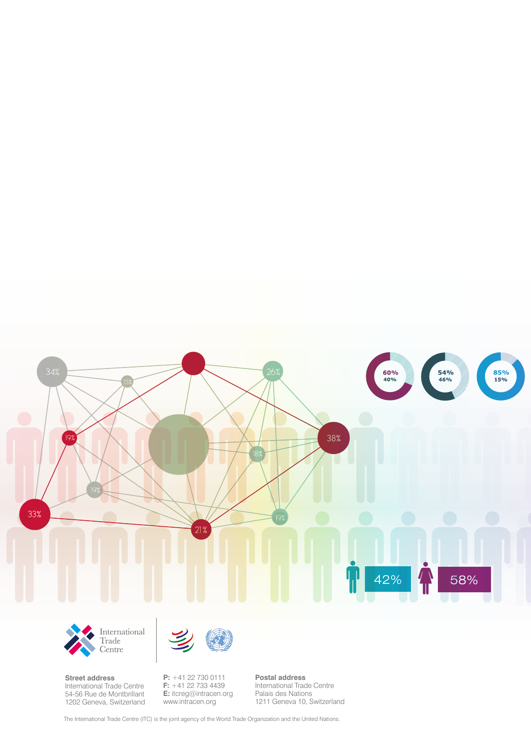34%
15%
26%
19%
38%
18%
19%
33%
21%
19%

60%
40%

54%
46%

85%
15%

42%
58%

International Trade Centre

**Street address**
International Trade Centre
54-56 Rue de Montbrillant
1202 Geneva, Switzerland

**P:** +41 22 730 0111
**F:** +41 22 733 4439
**E:** itcreg@intracen.org
www.intracen.org

**Postal address**
International Trade Centre
Palais des Nations
1211 Geneva 10, Switzerland

The International Trade Centre (ITC) is the joint agency of the World Trade Organization and the United Nations.